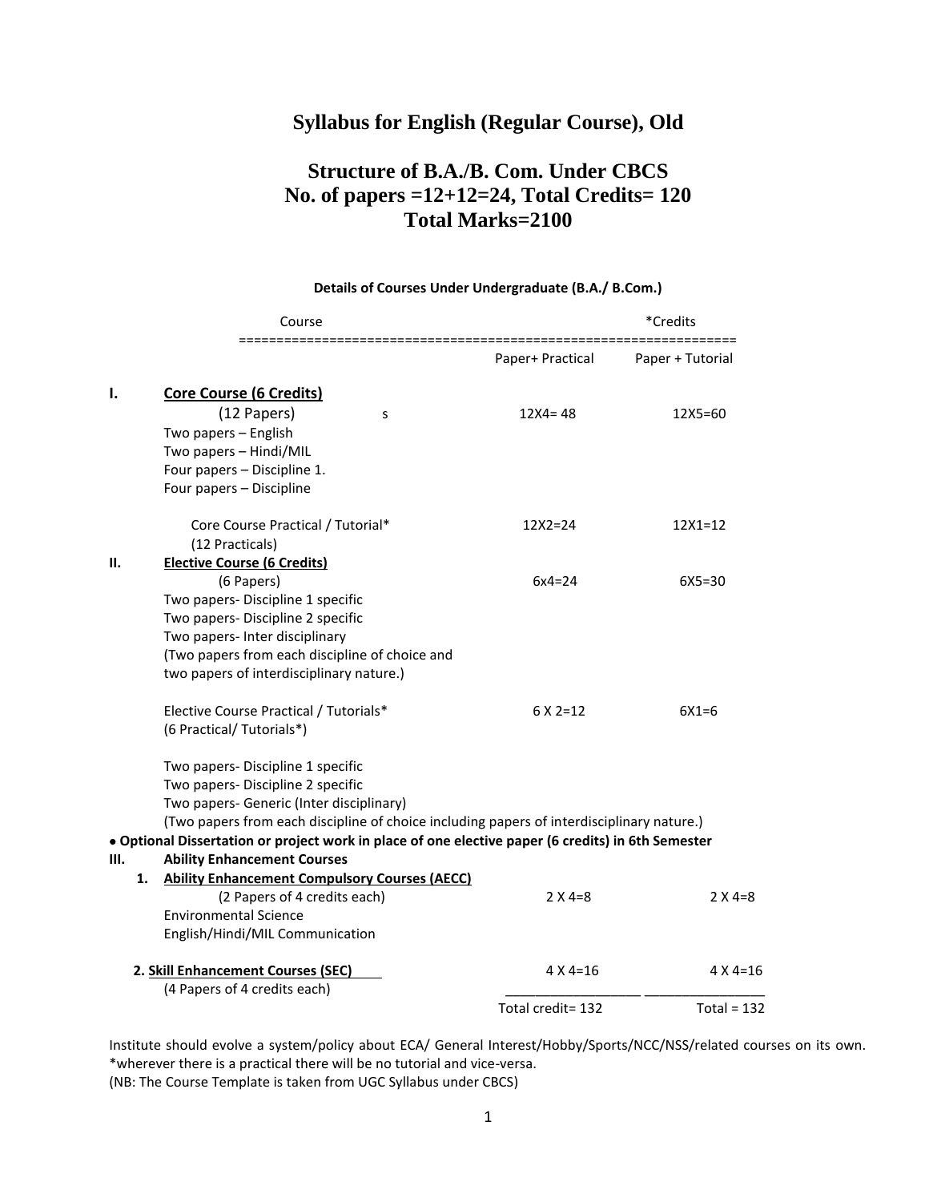# Syllabus for English (Regular Course), Old

## Structure of B.A./B. Com. Under CBCS
## No. of papers =12+12=24, Total Credits= 120
## Total Marks=2100

**Details of Courses Under Undergraduate (B.A./ B.Com.)**

| | Course | *Credits | |
|---|---|---|---|
| | | Paper+ Practical | Paper + Tutorial |
| **I.** | **Core Course (6 Credits)** | | |
| | (12 Papers) s | 12X4= 48 | 12X5=60 |
| | Two papers – English | | |
| | Two papers – Hindi/MIL | | |
| | Four papers – Discipline 1. | | |
| | Four papers – Discipline | | |
| | Core Course Practical / Tutorial* (12 Practicals) | 12X2=24 | 12X1=12 |
| **II.** | **Elective Course (6 Credits)** | | |
| | (6 Papers) | 6x4=24 | 6X5=30 |
| | Two papers- Discipline 1 specific | | |
| | Two papers- Discipline 2 specific | | |
| | Two papers- Inter disciplinary | | |
| | (Two papers from each discipline of choice and two papers of interdisciplinary nature.) | | |
| | Elective Course Practical / Tutorials* (6 Practical/ Tutorials*) | 6 X 2=12 | 6X1=6 |
| | Two papers- Discipline 1 specific | | |
| | Two papers- Discipline 2 specific | | |
| | Two papers- Generic (Inter disciplinary) | | |
| | (Two papers from each discipline of choice including papers of interdisciplinary nature.) | | |
| | • **Optional Dissertation or project work in place of one elective paper (6 credits) in 6th Semester** | | |
| **III.** | **Ability Enhancement Courses** | | |
| | **1. Ability Enhancement Compulsory Courses (AECC)** | | |
| | (2 Papers of 4 credits each) | 2 X 4=8 | 2 X 4=8 |
| | Environmental Science | | |
| | English/Hindi/MIL Communication | | |
| | **2. Skill Enhancement Courses (SEC)** | 4 X 4=16 | 4 X 4=16 |
| | (4 Papers of 4 credits each) | | |
| | | Total credit= 132 | Total = 132 |

Institute should evolve a system/policy about ECA/ General Interest/Hobby/Sports/NCC/NSS/related courses on its own.
*wherever there is a practical there will be no tutorial and vice-versa.
(NB: The Course Template is taken from UGC Syllabus under CBCS)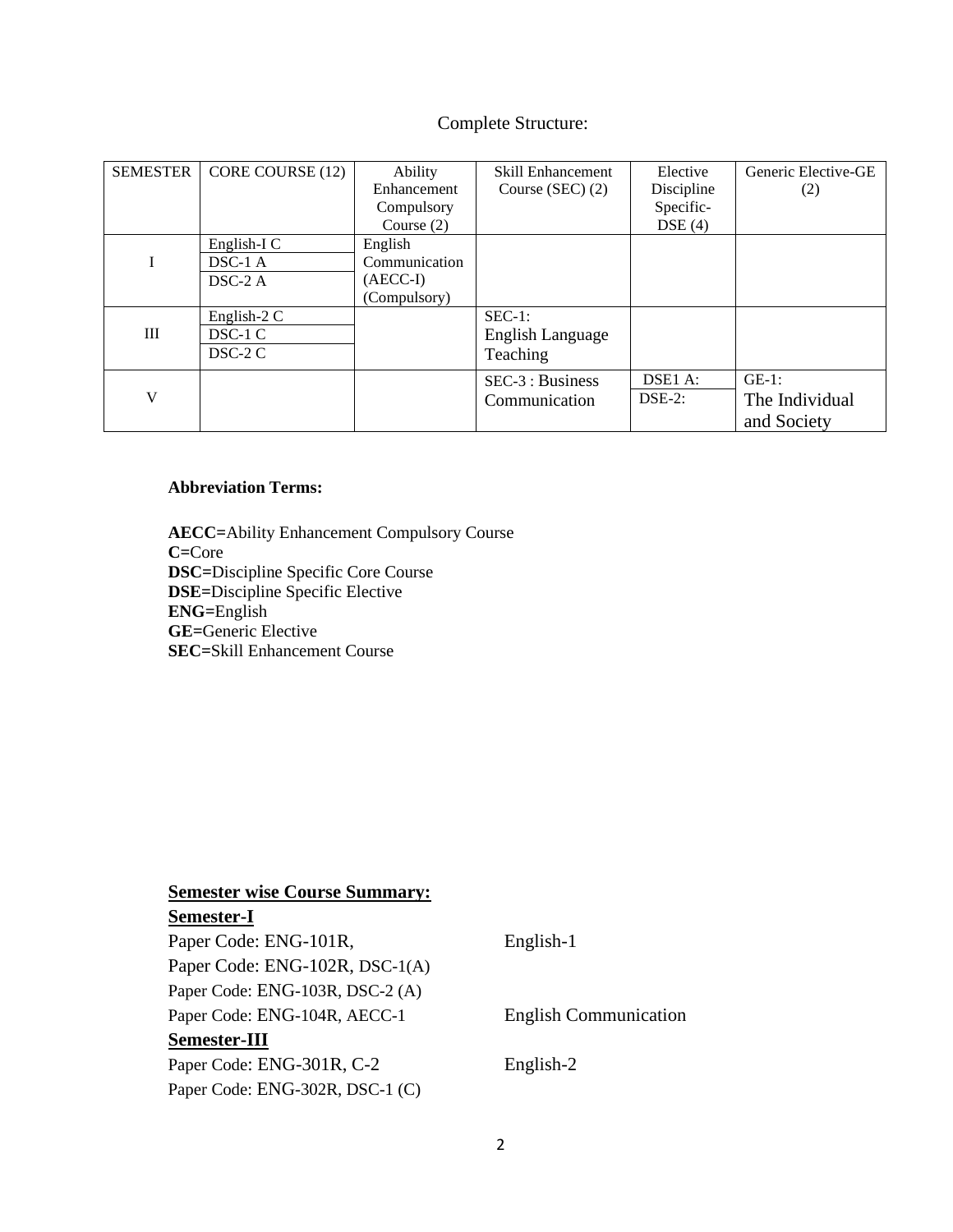Complete Structure:

| SEMESTER | CORE COURSE (12) | Ability Enhancement Compulsory Course (2) | Skill Enhancement Course (SEC) (2) | Elective Discipline Specific-DSE (4) | Generic Elective-GE (2) |
|---|---|---|---|---|---|
| I | English-I C<br>DSC-1 A<br>DSC-2 A | English Communication (AECC-I) (Compulsory) | | | |
| III | English-2 C<br>DSC-1 C<br>DSC-2 C | | SEC-1: English Language Teaching | | |
| V | | | SEC-3 : Business Communication | DSE1 A:<br>DSE-2: | GE-1: The Individual and Society |

**Abbreviation Terms:**

**AECC=**Ability Enhancement Compulsory Course
**C=**Core
**DSC=**Discipline Specific Core Course
**DSE=**Discipline Specific Elective
**ENG=**English
**GE=**Generic Elective
**SEC=**Skill Enhancement Course

**Semester wise Course Summary:**

**Semester-I**

Paper Code: ENG-101R, English-1
Paper Code: ENG-102R, DSC-1(A)
Paper Code: ENG-103R, DSC-2 (A)
Paper Code: ENG-104R, AECC-1 English Communication

**Semester-III**

Paper Code: ENG-301R, C-2 English-2
Paper Code: ENG-302R, DSC-1 (C)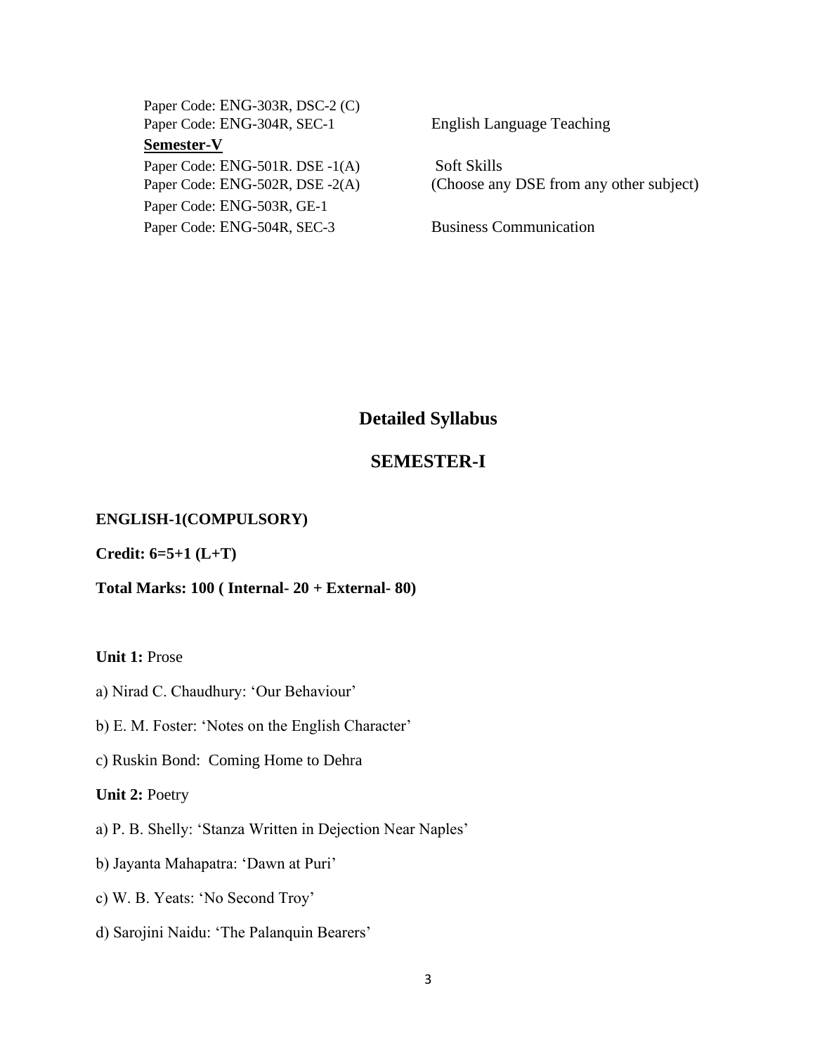Paper Code: ENG-303R, DSC-2 (C)
Paper Code: ENG-304R, SEC-1 English Language Teaching

**Semester-V**

Paper Code: ENG-501R. DSE -1(A) Soft Skills
Paper Code: ENG-502R, DSE -2(A) (Choose any DSE from any other subject)
Paper Code: ENG-503R, GE-1
Paper Code: ENG-504R, SEC-3 Business Communication

# Detailed Syllabus

## SEMESTER-I

**ENGLISH-1(COMPULSORY)**

**Credit: 6=5+1 (L+T)**

**Total Marks: 100 ( Internal- 20 + External- 80)**

**Unit 1:** Prose

a) Nirad C. Chaudhury: 'Our Behaviour'

b) E. M. Foster: 'Notes on the English Character'

c) Ruskin Bond: Coming Home to Dehra

**Unit 2:** Poetry

a) P. B. Shelly: 'Stanza Written in Dejection Near Naples'

b) Jayanta Mahapatra: 'Dawn at Puri'

c) W. B. Yeats: 'No Second Troy'

d) Sarojini Naidu: 'The Palanquin Bearers'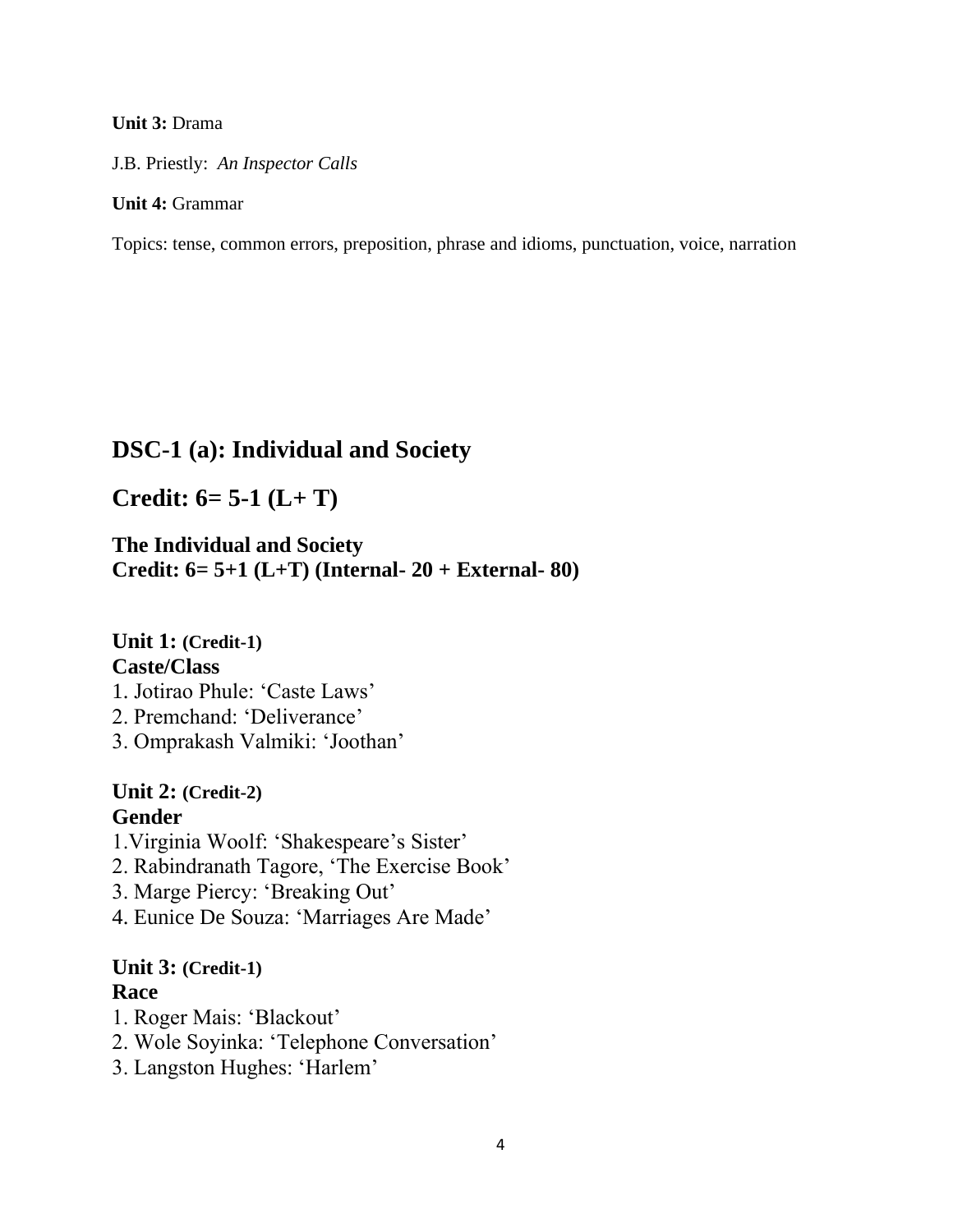**Unit 3:** Drama

J.B. Priestly: *An Inspector Calls*

**Unit 4:** Grammar

Topics: tense, common errors, preposition, phrase and idioms, punctuation, voice, narration

## DSC-1 (a): Individual and Society

## Credit: 6= 5-1 (L+ T)

**The Individual and Society**
**Credit: 6= 5+1 (L+T) (Internal- 20 + External- 80)**

**Unit 1: (Credit-1)**
**Caste/Class**
1. Jotirao Phule: 'Caste Laws'
2. Premchand: 'Deliverance'
3. Omprakash Valmiki: 'Joothan'

**Unit 2: (Credit-2)**
**Gender**
1. Virginia Woolf: 'Shakespeare's Sister'
2. Rabindranath Tagore, 'The Exercise Book'
3. Marge Piercy: 'Breaking Out'
4. Eunice De Souza: 'Marriages Are Made'

**Unit 3: (Credit-1)**
**Race**
1. Roger Mais: 'Blackout'
2. Wole Soyinka: 'Telephone Conversation'
3. Langston Hughes: 'Harlem'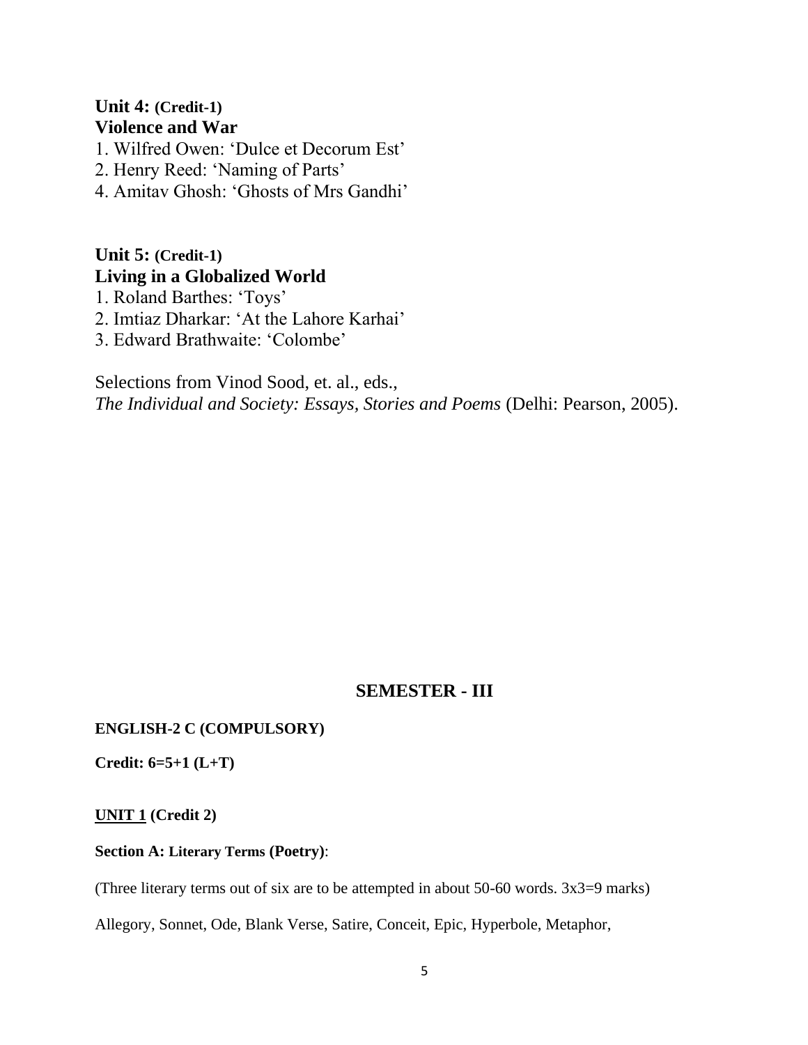**Unit 4: (Credit-1)**
**Violence and War**

1. Wilfred Owen: 'Dulce et Decorum Est'
2. Henry Reed: 'Naming of Parts'
4. Amitav Ghosh: 'Ghosts of Mrs Gandhi'

**Unit 5: (Credit-1)**
**Living in a Globalized World**

1. Roland Barthes: 'Toys'
2. Imtiaz Dharkar: 'At the Lahore Karhai'
3. Edward Brathwaite: 'Colombe'

Selections from Vinod Sood, et. al., eds.,
*The Individual and Society: Essays, Stories and Poems* (Delhi: Pearson, 2005).

## SEMESTER - III

**ENGLISH-2 C (COMPULSORY)**

**Credit: 6=5+1 (L+T)**

**UNIT 1 (Credit 2)**

**Section A: Literary Terms (Poetry)**:

(Three literary terms out of six are to be attempted in about 50-60 words. 3x3=9 marks)

Allegory, Sonnet, Ode, Blank Verse, Satire, Conceit, Epic, Hyperbole, Metaphor,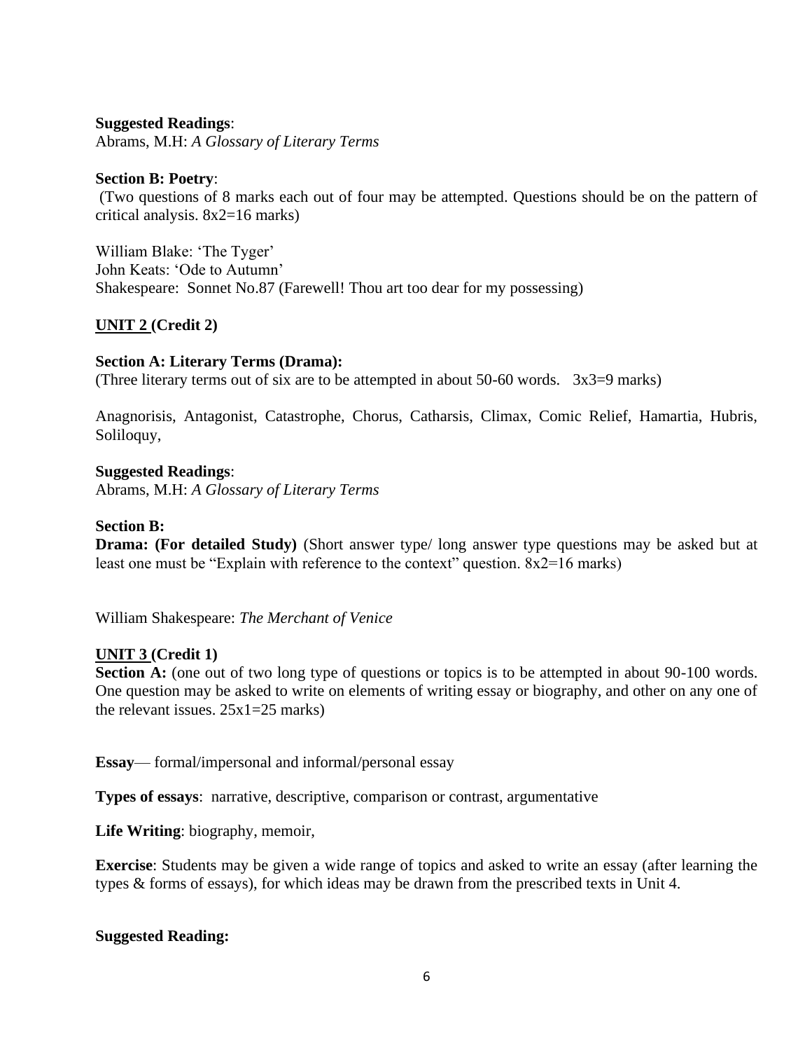**Suggested Readings**:
Abrams, M.H: *A Glossary of Literary Terms*

**Section B: Poetry**:
(Two questions of 8 marks each out of four may be attempted. Questions should be on the pattern of critical analysis. 8x2=16 marks)

William Blake: 'The Tyger'
John Keats: 'Ode to Autumn'
Shakespeare: Sonnet No.87 (Farewell! Thou art too dear for my possessing)

**UNIT 2 (Credit 2)**

**Section A: Literary Terms (Drama):**
(Three literary terms out of six are to be attempted in about 50-60 words. 3x3=9 marks)

Anagnorisis, Antagonist, Catastrophe, Chorus, Catharsis, Climax, Comic Relief, Hamartia, Hubris, Soliloquy,

**Suggested Readings**:
Abrams, M.H: *A Glossary of Literary Terms*

**Section B:**
**Drama: (For detailed Study)** (Short answer type/ long answer type questions may be asked but at least one must be "Explain with reference to the context" question. 8x2=16 marks)

William Shakespeare: *The Merchant of Venice*

**UNIT 3 (Credit 1)**
**Section A:** (one out of two long type of questions or topics is to be attempted in about 90-100 words. One question may be asked to write on elements of writing essay or biography, and other on any one of the relevant issues. 25x1=25 marks)

**Essay**— formal/impersonal and informal/personal essay

**Types of essays**: narrative, descriptive, comparison or contrast, argumentative

**Life Writing**: biography, memoir,

**Exercise**: Students may be given a wide range of topics and asked to write an essay (after learning the types & forms of essays), for which ideas may be drawn from the prescribed texts in Unit 4.

**Suggested Reading:**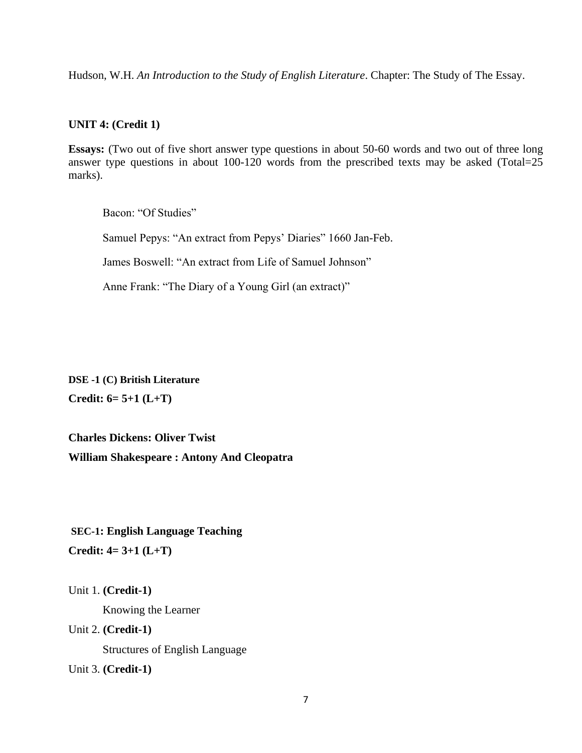Hudson, W.H. *An Introduction to the Study of English Literature*. Chapter: The Study of The Essay.

**UNIT 4: (Credit 1)**

**Essays:** (Two out of five short answer type questions in about 50-60 words and two out of three long answer type questions in about 100-120 words from the prescribed texts may be asked (Total=25 marks).

Bacon: "Of Studies"

Samuel Pepys: "An extract from Pepys' Diaries" 1660 Jan-Feb.

James Boswell: "An extract from Life of Samuel Johnson"

Anne Frank: "The Diary of a Young Girl (an extract)"

**DSE -1 (C) British Literature**

**Credit: 6= 5+1 (L+T)**

**Charles Dickens: Oliver Twist**

**William Shakespeare : Antony And Cleopatra**

**SEC-1: English Language Teaching**

**Credit: 4= 3+1 (L+T)**

Unit 1. **(Credit-1)**

Knowing the Learner

Unit 2. **(Credit-1)**

Structures of English Language

Unit 3. **(Credit-1)**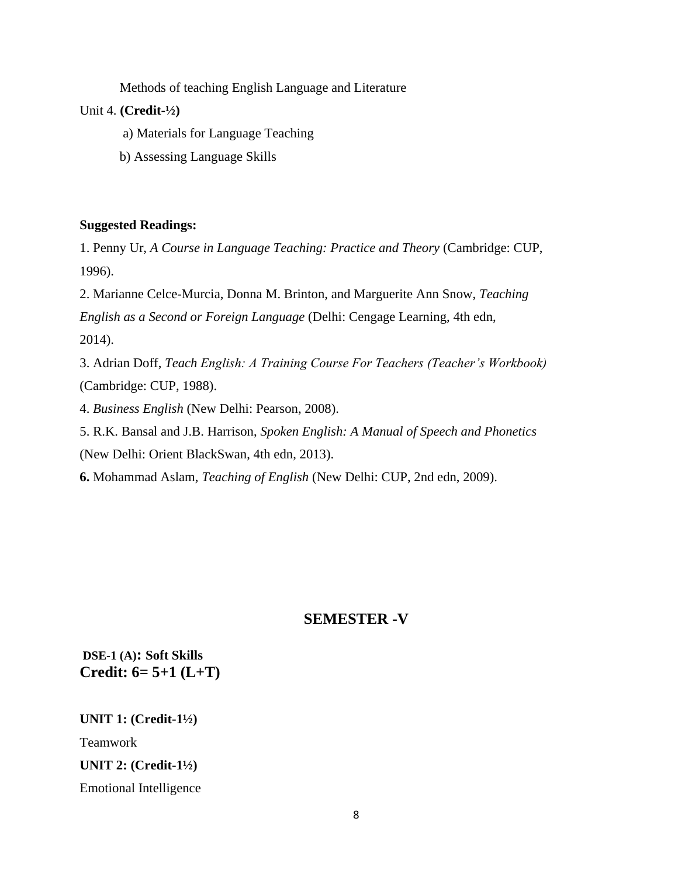Methods of teaching English Language and Literature

Unit 4. **(Credit-½)**

a) Materials for Language Teaching

b) Assessing Language Skills

**Suggested Readings:**

1. Penny Ur, *A Course in Language Teaching: Practice and Theory* (Cambridge: CUP, 1996).
2. Marianne Celce-Murcia, Donna M. Brinton, and Marguerite Ann Snow, *Teaching English as a Second or Foreign Language* (Delhi: Cengage Learning, 4th edn, 2014).
3. Adrian Doff, *Teach English: A Training Course For Teachers (Teacher's Workbook)* (Cambridge: CUP, 1988).
4. *Business English* (New Delhi: Pearson, 2008).
5. R.K. Bansal and J.B. Harrison, *Spoken English: A Manual of Speech and Phonetics* (New Delhi: Orient BlackSwan, 4th edn, 2013).
6. Mohammad Aslam, *Teaching of English* (New Delhi: CUP, 2nd edn, 2009).

## SEMESTER -V

**DSE-1 (A): Soft Skills**
**Credit: 6= 5+1 (L+T)**

**UNIT 1: (Credit-1½)**

Teamwork

**UNIT 2: (Credit-1½)**

Emotional Intelligence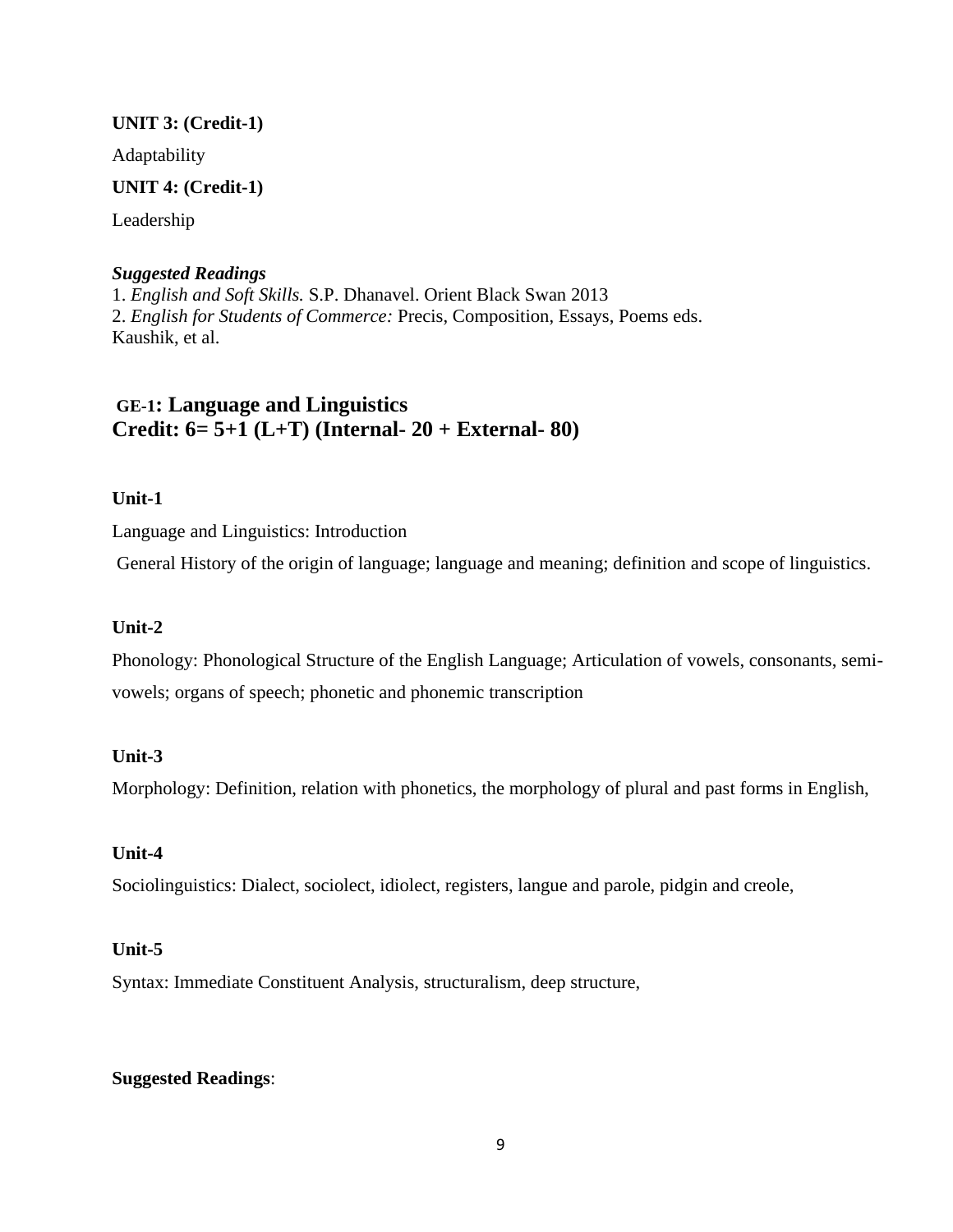**UNIT 3: (Credit-1)**

Adaptability

**UNIT 4: (Credit-1)**

Leadership

***Suggested Readings***

1. *English and Soft Skills.* S.P. Dhanavel. Orient Black Swan 2013
2. *English for Students of Commerce:* Precis, Composition, Essays, Poems eds. Kaushik, et al.

## GE-1: Language and Linguistics
## Credit: 6= 5+1 (L+T) (Internal- 20 + External- 80)

**Unit-1**

Language and Linguistics: Introduction

General History of the origin of language; language and meaning; definition and scope of linguistics.

**Unit-2**

Phonology: Phonological Structure of the English Language; Articulation of vowels, consonants, semi-vowels; organs of speech; phonetic and phonemic transcription

**Unit-3**

Morphology: Definition, relation with phonetics, the morphology of plural and past forms in English,

**Unit-4**

Sociolinguistics: Dialect, sociolect, idiolect, registers, langue and parole, pidgin and creole,

**Unit-5**

Syntax: Immediate Constituent Analysis, structuralism, deep structure,

**Suggested Readings**: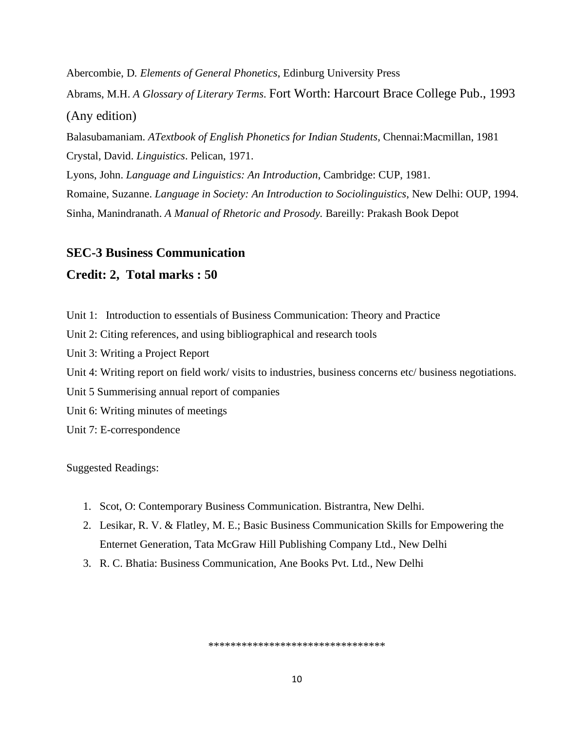Abercombie, D. *Elements of General Phonetics*, Edinburg University Press

Abrams, M.H. *A Glossary of Literary Terms*. Fort Worth: Harcourt Brace College Pub., 1993 (Any edition)

Balasubamaniam. *ATextbook of English Phonetics for Indian Students*, Chennai:Macmillan, 1981

Crystal, David. *Linguistics*. Pelican, 1971.

Lyons, John. *Language and Linguistics: An Introduction*, Cambridge: CUP, 1981.

Romaine, Suzanne. *Language in Society: An Introduction to Sociolinguistics*, New Delhi: OUP, 1994.

Sinha, Manindranath. *A Manual of Rhetoric and Prosody.* Bareilly: Prakash Book Depot

## SEC-3 Business Communication

## Credit: 2, Total marks : 50

Unit 1: Introduction to essentials of Business Communication: Theory and Practice

Unit 2: Citing references, and using bibliographical and research tools

Unit 3: Writing a Project Report

Unit 4: Writing report on field work/ visits to industries, business concerns etc/ business negotiations.

Unit 5 Summerising annual report of companies

Unit 6: Writing minutes of meetings

Unit 7: E-correspondence

Suggested Readings:

1. Scot, O: Contemporary Business Communication. Bistrantra, New Delhi.
2. Lesikar, R. V. & Flatley, M. E.; Basic Business Communication Skills for Empowering the Enternet Generation, Tata McGraw Hill Publishing Company Ltd., New Delhi
3. R. C. Bhatia: Business Communication, Ane Books Pvt. Ltd., New Delhi

********************************